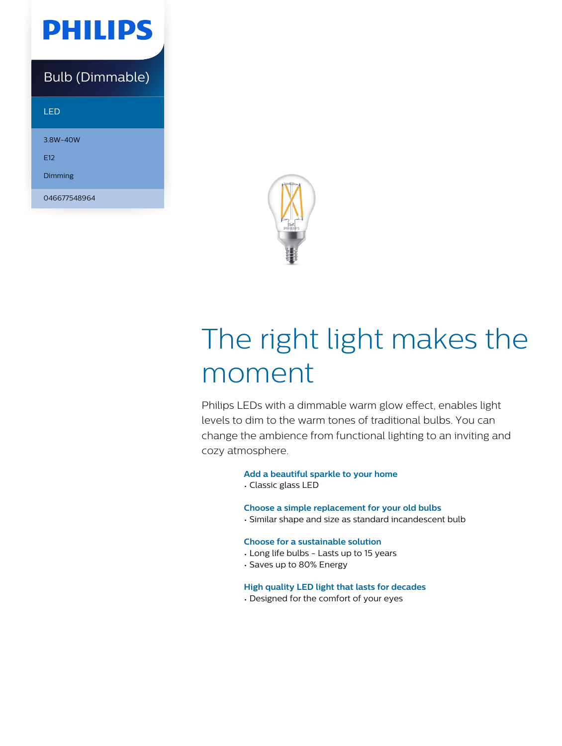PHILIPS

Bulb (Dimmable)

LED

3.8W-40W

E12

Dimming

046677548964

# The right light makes the moment

Philips LEDs with a dimmable warm glow effect, enables light levels to dim to the warm tones of traditional bulbs. You can change the ambience from functional lighting to an inviting and cozy atmosphere.

### Add a beautiful sparkle to your home

- Classic glass LED

### Choose a simple replacement for your old bulbs

- Similar shape and size as standard incandescent bulb

### Choose for a sustainable solution

- Long life bulbs - Lasts up to 15 years
- Saves up to 80% Energy

### High quality LED light that lasts for decades

- Designed for the comfort of your eyes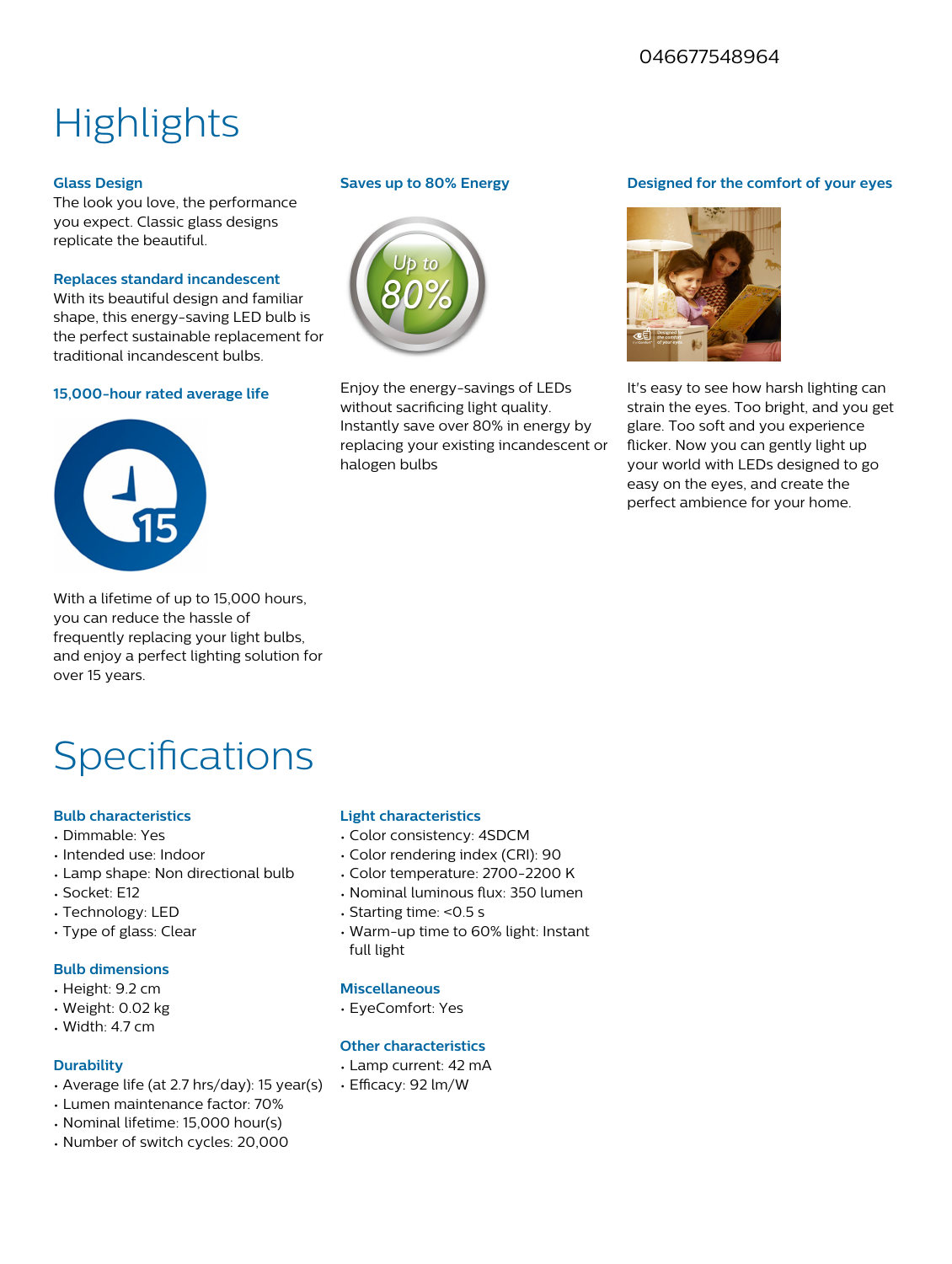046677548964

# Highlights

### Glass Design

The look you love, the performance you expect. Classic glass designs replicate the beautiful.

### Replaces standard incandescent

With its beautiful design and familiar shape, this energy-saving LED bulb is the perfect sustainable replacement for traditional incandescent bulbs.

### 15,000-hour rated average life

With a lifetime of up to 15,000 hours, you can reduce the hassle of frequently replacing your light bulbs, and enjoy a perfect lighting solution for over 15 years.

### Saves up to 80% Energy

Enjoy the energy-savings of LEDs without sacrificing light quality. Instantly save over 80% in energy by replacing your existing incandescent or halogen bulbs

### Designed for the comfort of your eyes

It's easy to see how harsh lighting can strain the eyes. Too bright, and you get glare. Too soft and you experience flicker. Now you can gently light up your world with LEDs designed to go easy on the eyes, and create the perfect ambience for your home.

# Specifications

### Bulb characteristics

- Dimmable: Yes
- Intended use: Indoor
- Lamp shape: Non directional bulb
- Socket: E12
- Technology: LED
- Type of glass: Clear

### Bulb dimensions

- Height: 9.2 cm
- Weight: 0.02 kg
- Width: 4.7 cm

### Durability

- Average life (at 2.7 hrs/day): 15 year(s)
- Lumen maintenance factor: 70%
- Nominal lifetime: 15,000 hour(s)
- Number of switch cycles: 20,000

### Light characteristics

- Color consistency: 4SDCM
- Color rendering index (CRI): 90
- Color temperature: 2700-2200 K
- Nominal luminous flux: 350 lumen
- Starting time: <0.5 s
- Warm-up time to 60% light: Instant full light

### Miscellaneous

- EyeComfort: Yes

### Other characteristics

- Lamp current: 42 mA
- Efficacy: 92 lm/W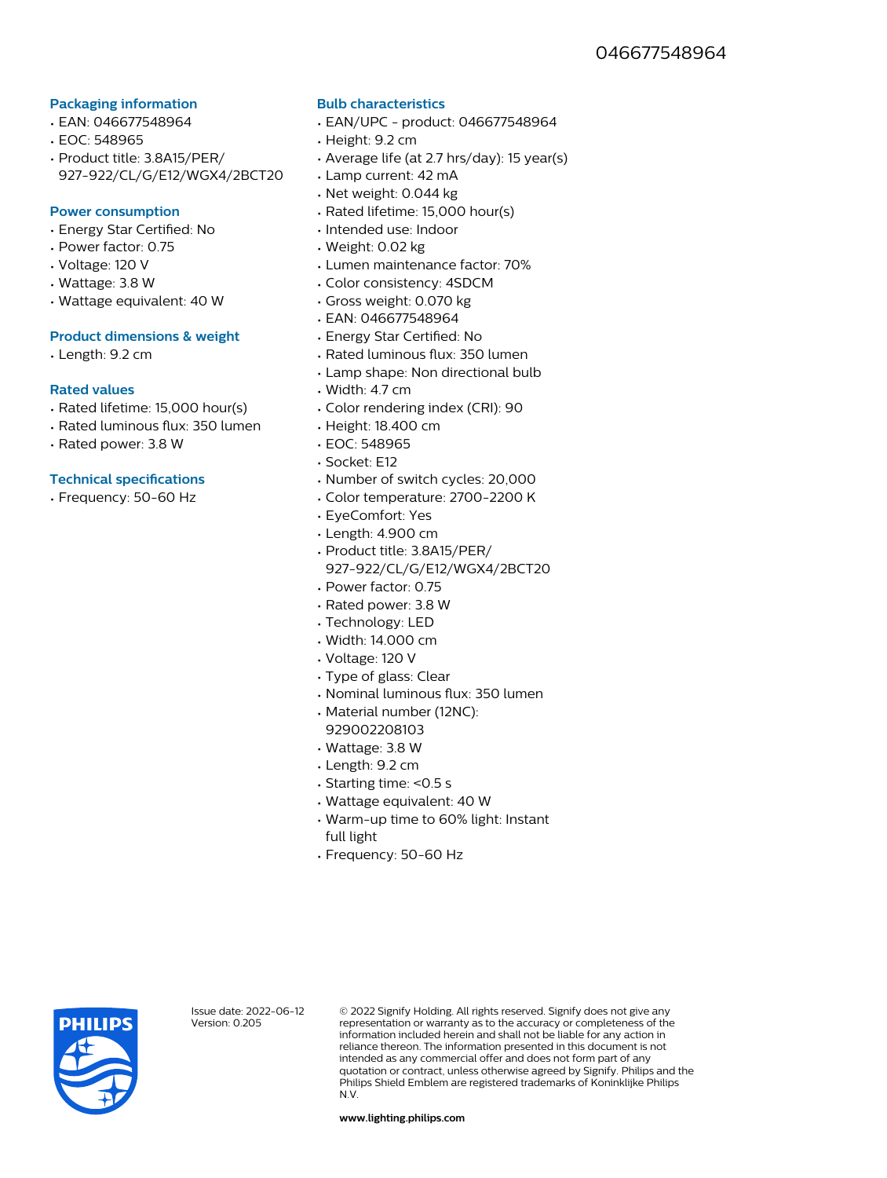046677548964

## Packaging information

- EAN: 046677548964
- EOC: 548965
- Product title: 3.8A15/PER/927-922/CL/G/E12/WGX4/2BCT20

## Power consumption

- Energy Star Certified: No
- Power factor: 0.75
- Voltage: 120 V
- Wattage: 3.8 W
- Wattage equivalent: 40 W

## Product dimensions & weight

- Length: 9.2 cm

## Rated values

- Rated lifetime: 15,000 hour(s)
- Rated luminous flux: 350 lumen
- Rated power: 3.8 W

## Technical specifications

- Frequency: 50-60 Hz

## Bulb characteristics

- EAN/UPC - product: 046677548964
- Height: 9.2 cm
- Average life (at 2.7 hrs/day): 15 year(s)
- Lamp current: 42 mA
- Net weight: 0.044 kg
- Rated lifetime: 15,000 hour(s)
- Intended use: Indoor
- Weight: 0.02 kg
- Lumen maintenance factor: 70%
- Color consistency: 4SDCM
- Gross weight: 0.070 kg
- EAN: 046677548964
- Energy Star Certified: No
- Rated luminous flux: 350 lumen
- Lamp shape: Non directional bulb
- Width: 4.7 cm
- Color rendering index (CRI): 90
- Height: 18.400 cm
- EOC: 548965
- Socket: E12
- Number of switch cycles: 20,000
- Color temperature: 2700-2200 K
- EyeComfort: Yes
- Length: 4.900 cm
- Product title: 3.8A15/PER/927-922/CL/G/E12/WGX4/2BCT20
- Power factor: 0.75
- Rated power: 3.8 W
- Technology: LED
- Width: 14.000 cm
- Voltage: 120 V
- Type of glass: Clear
- Nominal luminous flux: 350 lumen
- Material number (12NC): 929002208103
- Wattage: 3.8 W
- Length: 9.2 cm
- Starting time: <0.5 s
- Wattage equivalent: 40 W
- Warm-up time to 60% light: Instant full light
- Frequency: 50-60 Hz

Issue date: 2022-06-12
Version: 0.205

© 2022 Signify Holding. All rights reserved. Signify does not give any representation or warranty as to the accuracy or completeness of the information included herein and shall not be liable for any action in reliance thereon. The information presented in this document is not intended as any commercial offer and does not form part of any quotation or contract, unless otherwise agreed by Signify. Philips and the Philips Shield Emblem are registered trademarks of Koninklijke Philips N.V.

**www.lighting.philips.com**